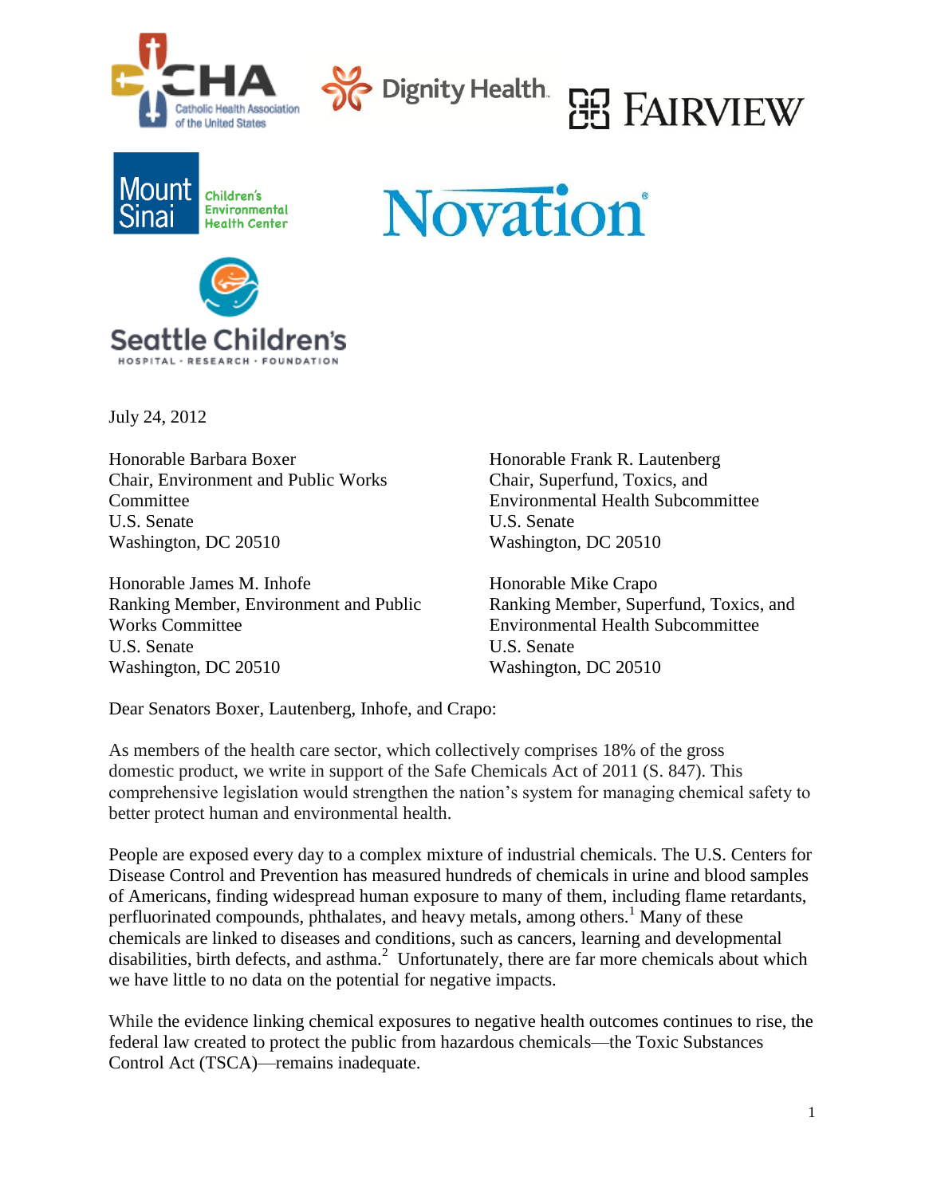July 24, 2012

Honorable Barbara Boxer
Chair, Environment and Public Works Committee
U.S. Senate
Washington, DC 20510

Honorable Frank R. Lautenberg
Chair, Superfund, Toxics, and Environmental Health Subcommittee
U.S. Senate
Washington, DC 20510

Honorable James M. Inhofe
Ranking Member, Environment and Public Works Committee
U.S. Senate
Washington, DC 20510

Honorable Mike Crapo
Ranking Member, Superfund, Toxics, and Environmental Health Subcommittee
U.S. Senate
Washington, DC 20510

Dear Senators Boxer, Lautenberg, Inhofe, and Crapo:

As members of the health care sector, which collectively comprises 18% of the gross domestic product, we write in support of the Safe Chemicals Act of 2011 (S. 847). This comprehensive legislation would strengthen the nation's system for managing chemical safety to better protect human and environmental health.

People are exposed every day to a complex mixture of industrial chemicals. The U.S. Centers for Disease Control and Prevention has measured hundreds of chemicals in urine and blood samples of Americans, finding widespread human exposure to many of them, including flame retardants, perfluorinated compounds, phthalates, and heavy metals, among others.[1] Many of these chemicals are linked to diseases and conditions, such as cancers, learning and developmental disabilities, birth defects, and asthma.[2] Unfortunately, there are far more chemicals about which we have little to no data on the potential for negative impacts.

While the evidence linking chemical exposures to negative health outcomes continues to rise, the federal law created to protect the public from hazardous chemicals—the Toxic Substances Control Act (TSCA)—remains inadequate.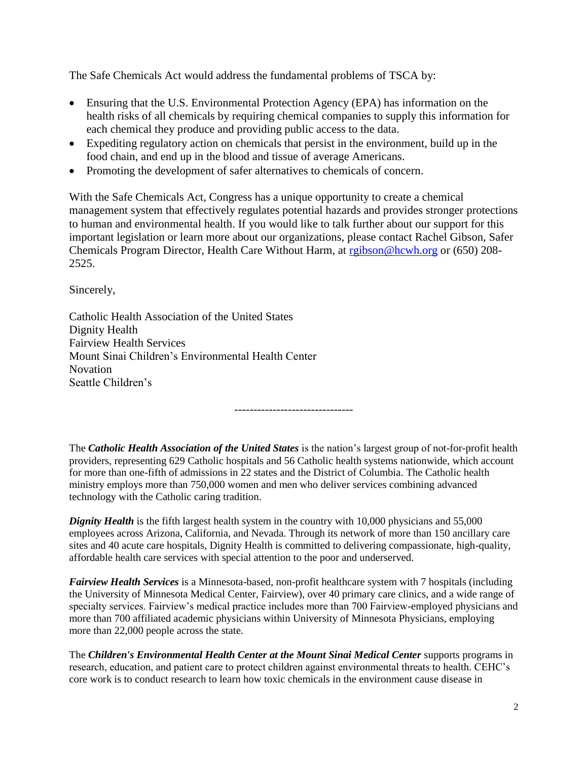The Safe Chemicals Act would address the fundamental problems of TSCA by:

- Ensuring that the U.S. Environmental Protection Agency (EPA) has information on the health risks of all chemicals by requiring chemical companies to supply this information for each chemical they produce and providing public access to the data.
- Expediting regulatory action on chemicals that persist in the environment, build up in the food chain, and end up in the blood and tissue of average Americans.
- Promoting the development of safer alternatives to chemicals of concern.

With the Safe Chemicals Act, Congress has a unique opportunity to create a chemical management system that effectively regulates potential hazards and provides stronger protections to human and environmental health. If you would like to talk further about our support for this important legislation or learn more about our organizations, please contact Rachel Gibson, Safer Chemicals Program Director, Health Care Without Harm, at rgibson@hcwh.org or (650) 208-2525.

Sincerely,

Catholic Health Association of the United States
Dignity Health
Fairview Health Services
Mount Sinai Children's Environmental Health Center
Novation
Seattle Children's

------------------------------

The ***Catholic Health Association of the United States*** is the nation's largest group of not-for-profit health providers, representing 629 Catholic hospitals and 56 Catholic health systems nationwide, which account for more than one-fifth of admissions in 22 states and the District of Columbia. The Catholic health ministry employs more than 750,000 women and men who deliver services combining advanced technology with the Catholic caring tradition.

***Dignity Health*** is the fifth largest health system in the country with 10,000 physicians and 55,000 employees across Arizona, California, and Nevada. Through its network of more than 150 ancillary care sites and 40 acute care hospitals, Dignity Health is committed to delivering compassionate, high-quality, affordable health care services with special attention to the poor and underserved.

***Fairview Health Services*** is a Minnesota-based, non-profit healthcare system with 7 hospitals (including the University of Minnesota Medical Center, Fairview), over 40 primary care clinics, and a wide range of specialty services. Fairview's medical practice includes more than 700 Fairview-employed physicians and more than 700 affiliated academic physicians within University of Minnesota Physicians, employing more than 22,000 people across the state.

The ***Children's Environmental Health Center at the Mount Sinai Medical Center*** supports programs in research, education, and patient care to protect children against environmental threats to health. CEHC's core work is to conduct research to learn how toxic chemicals in the environment cause disease in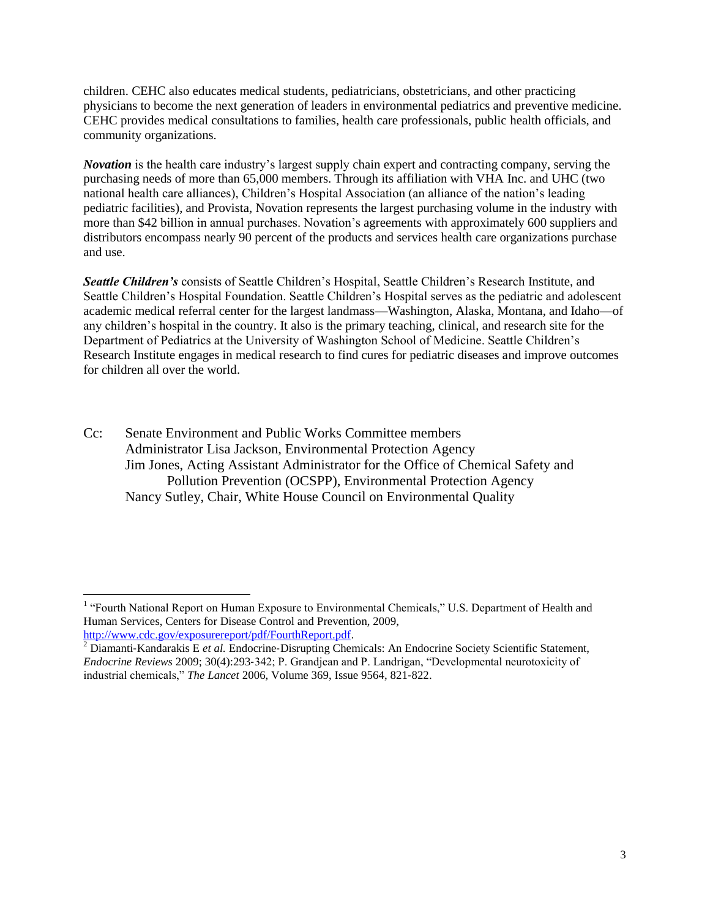children. CEHC also educates medical students, pediatricians, obstetricians, and other practicing physicians to become the next generation of leaders in environmental pediatrics and preventive medicine. CEHC provides medical consultations to families, health care professionals, public health officials, and community organizations.

***Novation*** is the health care industry's largest supply chain expert and contracting company, serving the purchasing needs of more than 65,000 members. Through its affiliation with VHA Inc. and UHC (two national health care alliances), Children's Hospital Association (an alliance of the nation's leading pediatric facilities), and Provista, Novation represents the largest purchasing volume in the industry with more than $42 billion in annual purchases. Novation's agreements with approximately 600 suppliers and distributors encompass nearly 90 percent of the products and services health care organizations purchase and use.

***Seattle Children's*** consists of Seattle Children's Hospital, Seattle Children's Research Institute, and Seattle Children's Hospital Foundation. Seattle Children's Hospital serves as the pediatric and adolescent academic medical referral center for the largest landmass—Washington, Alaska, Montana, and Idaho—of any children's hospital in the country. It also is the primary teaching, clinical, and research site for the Department of Pediatrics at the University of Washington School of Medicine. Seattle Children's Research Institute engages in medical research to find cures for pediatric diseases and improve outcomes for children all over the world.

Cc: Senate Environment and Public Works Committee members
Administrator Lisa Jackson, Environmental Protection Agency
Jim Jones, Acting Assistant Administrator for the Office of Chemical Safety and Pollution Prevention (OCSPP), Environmental Protection Agency
Nancy Sutley, Chair, White House Council on Environmental Quality

---

[1] "Fourth National Report on Human Exposure to Environmental Chemicals," U.S. Department of Health and Human Services, Centers for Disease Control and Prevention, 2009, http://www.cdc.gov/exposurereport/pdf/FourthReport.pdf.

[2] Diamanti-Kandarakis E *et al.* Endocrine-Disrupting Chemicals: An Endocrine Society Scientific Statement, *Endocrine Reviews* 2009; 30(4):293-342; P. Grandjean and P. Landrigan, "Developmental neurotoxicity of industrial chemicals," *The Lancet* 2006, Volume 369, Issue 9564, 821-822.